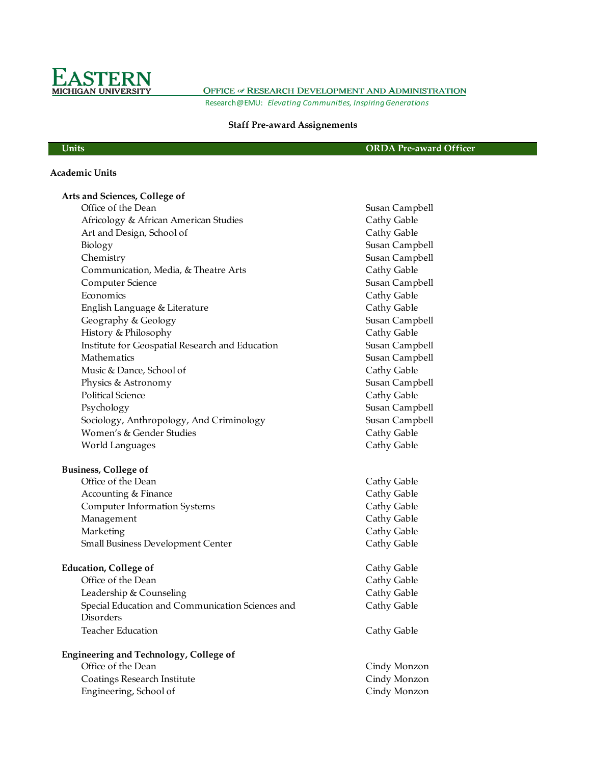EASTERN MICHIGAN UNIVERSITY

OFFICE of RESEARCH DEVELOPMENT AND ADMINISTRATION

Research@EMU: *Elevating Communities, Inspiring Generations*

**Staff Pre-award Assignements**

| Units | ORDA Pre-award Officer |
|---|---|
| **Academic Units** | |
| **Arts and Sciences, College of** | |
| Office of the Dean | Susan Campbell |
| Africology & African American Studies | Cathy Gable |
| Art and Design, School of | Cathy Gable |
| Biology | Susan Campbell |
| Chemistry | Susan Campbell |
| Communication, Media, & Theatre Arts | Cathy Gable |
| Computer Science | Susan Campbell |
| Economics | Cathy Gable |
| English Language & Literature | Cathy Gable |
| Geography & Geology | Susan Campbell |
| History & Philosophy | Cathy Gable |
| Institute for Geospatial Research and Education | Susan Campbell |
| Mathematics | Susan Campbell |
| Music & Dance, School of | Cathy Gable |
| Physics & Astronomy | Susan Campbell |
| Political Science | Cathy Gable |
| Psychology | Susan Campbell |
| Sociology, Anthropology, And Criminology | Susan Campbell |
| Women's & Gender Studies | Cathy Gable |
| World Languages | Cathy Gable |
| **Business, College of** | |
| Office of the Dean | Cathy Gable |
| Accounting & Finance | Cathy Gable |
| Computer Information Systems | Cathy Gable |
| Management | Cathy Gable |
| Marketing | Cathy Gable |
| Small Business Development Center | Cathy Gable |
| **Education, College of** | Cathy Gable |
| Office of the Dean | Cathy Gable |
| Leadership & Counseling | Cathy Gable |
| Special Education and Communication Sciences and Disorders | Cathy Gable |
| Teacher Education | Cathy Gable |
| **Engineering and Technology, College of** | |
| Office of the Dean | Cindy Monzon |
| Coatings Research Institute | Cindy Monzon |
| Engineering, School of | Cindy Monzon |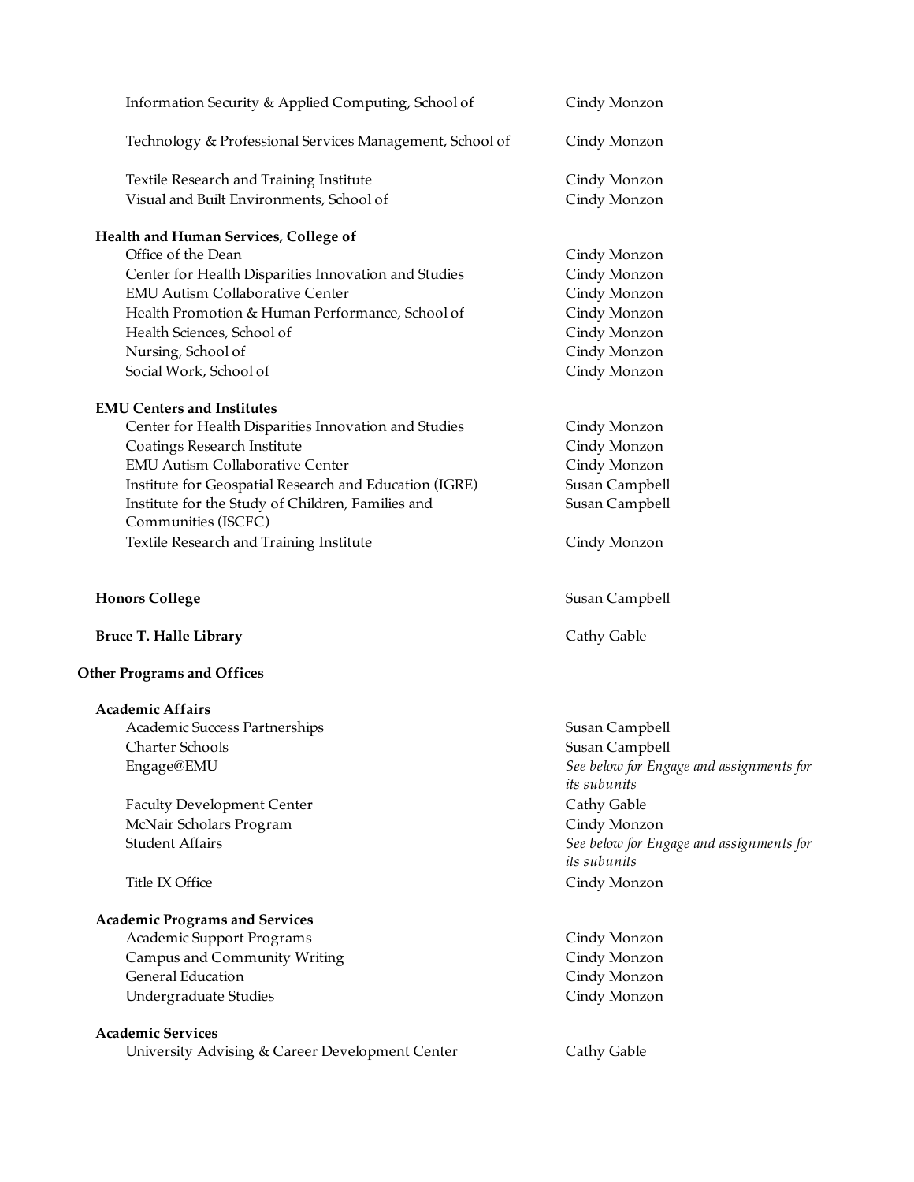| Unit | Contact |
| --- | --- |
| Information Security & Applied Computing, School of | Cindy Monzon |
| Technology & Professional Services Management, School of | Cindy Monzon |
| Textile Research and Training Institute | Cindy Monzon |
| Visual and Built Environments, School of | Cindy Monzon |
| **Health and Human Services, College of** | |
| Office of the Dean | Cindy Monzon |
| Center for Health Disparities Innovation and Studies | Cindy Monzon |
| EMU Autism Collaborative Center | Cindy Monzon |
| Health Promotion & Human Performance, School of | Cindy Monzon |
| Health Sciences, School of | Cindy Monzon |
| Nursing, School of | Cindy Monzon |
| Social Work, School of | Cindy Monzon |
| **EMU Centers and Institutes** | |
| Center for Health Disparities Innovation and Studies | Cindy Monzon |
| Coatings Research Institute | Cindy Monzon |
| EMU Autism Collaborative Center | Cindy Monzon |
| Institute for Geospatial Research and Education (IGRE) | Susan Campbell |
| Institute for the Study of Children, Families and Communities (ISCFC) | Susan Campbell |
| Textile Research and Training Institute | Cindy Monzon |
| **Honors College** | Susan Campbell |
| **Bruce T. Halle Library** | Cathy Gable |

**Other Programs and Offices**

| Unit | Contact |
| --- | --- |
| **Academic Affairs** | |
| Academic Success Partnerships | Susan Campbell |
| Charter Schools | Susan Campbell |
| Engage@EMU | *See below for Engage and assignments for its subunits* |
| Faculty Development Center | Cathy Gable |
| McNair Scholars Program | Cindy Monzon |
| Student Affairs | *See below for Engage and assignments for its subunits* |
| Title IX Office | Cindy Monzon |
| **Academic Programs and Services** | |
| Academic Support Programs | Cindy Monzon |
| Campus and Community Writing | Cindy Monzon |
| General Education | Cindy Monzon |
| Undergraduate Studies | Cindy Monzon |
| **Academic Services** | |
| University Advising & Career Development Center | Cathy Gable |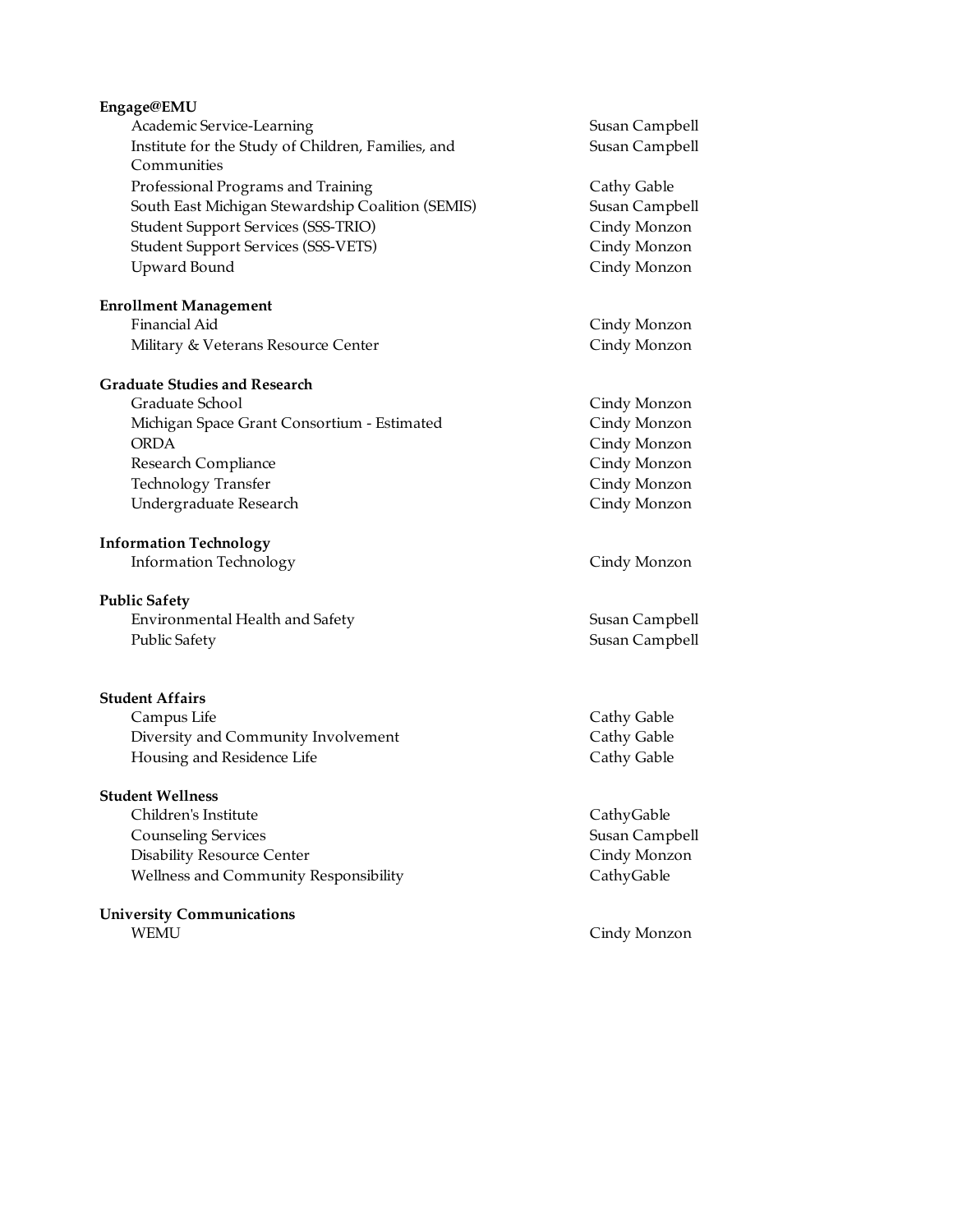| | |
|---|---|
| **Engage@EMU** | |
| Academic Service-Learning | Susan Campbell |
| Institute for the Study of Children, Families, and Communities | Susan Campbell |
| Professional Programs and Training | Cathy Gable |
| South East Michigan Stewardship Coalition (SEMIS) | Susan Campbell |
| Student Support Services (SSS-TRIO) | Cindy Monzon |
| Student Support Services (SSS-VETS) | Cindy Monzon |
| Upward Bound | Cindy Monzon |
| **Enrollment Management** | |
| Financial Aid | Cindy Monzon |
| Military & Veterans Resource Center | Cindy Monzon |
| **Graduate Studies and Research** | |
| Graduate School | Cindy Monzon |
| Michigan Space Grant Consortium - Estimated | Cindy Monzon |
| ORDA | Cindy Monzon |
| Research Compliance | Cindy Monzon |
| Technology Transfer | Cindy Monzon |
| Undergraduate Research | Cindy Monzon |
| **Information Technology** | |
| Information Technology | Cindy Monzon |
| **Public Safety** | |
| Environmental Health and Safety | Susan Campbell |
| Public Safety | Susan Campbell |
| **Student Affairs** | |
| Campus Life | Cathy Gable |
| Diversity and Community Involvement | Cathy Gable |
| Housing and Residence Life | Cathy Gable |
| **Student Wellness** | |
| Children's Institute | CathyGable |
| Counseling Services | Susan Campbell |
| Disability Resource Center | Cindy Monzon |
| Wellness and Community Responsibility | CathyGable |
| **University Communications** | |
| WEMU | Cindy Monzon |